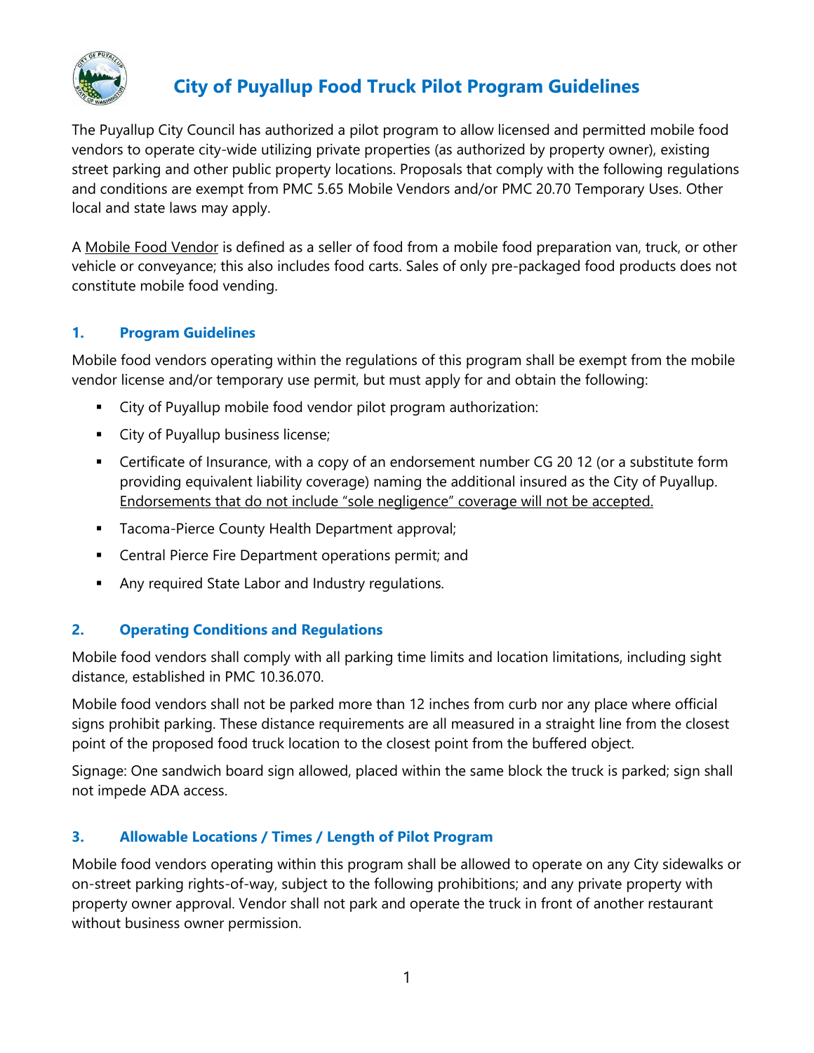# City of Puyallup Food Truck Pilot Program Guidelines

The Puyallup City Council has authorized a pilot program to allow licensed and permitted mobile food vendors to operate city-wide utilizing private properties (as authorized by property owner), existing street parking and other public property locations. Proposals that comply with the following regulations and conditions are exempt from PMC 5.65 Mobile Vendors and/or PMC 20.70 Temporary Uses. Other local and state laws may apply.

A <u>Mobile Food Vendor</u> is defined as a seller of food from a mobile food preparation van, truck, or other vehicle or conveyance; this also includes food carts. Sales of only pre-packaged food products does not constitute mobile food vending.

## 1. Program Guidelines

Mobile food vendors operating within the regulations of this program shall be exempt from the mobile vendor license and/or temporary use permit, but must apply for and obtain the following:

- City of Puyallup mobile food vendor pilot program authorization:
- City of Puyallup business license;
- Certificate of Insurance, with a copy of an endorsement number CG 20 12 (or a substitute form providing equivalent liability coverage) naming the additional insured as the City of Puyallup. <u>Endorsements that do not include "sole negligence" coverage will not be accepted.</u>
- Tacoma-Pierce County Health Department approval;
- Central Pierce Fire Department operations permit; and
- Any required State Labor and Industry regulations.

## 2. Operating Conditions and Regulations

Mobile food vendors shall comply with all parking time limits and location limitations, including sight distance, established in PMC 10.36.070.

Mobile food vendors shall not be parked more than 12 inches from curb nor any place where official signs prohibit parking. These distance requirements are all measured in a straight line from the closest point of the proposed food truck location to the closest point from the buffered object.

Signage: One sandwich board sign allowed, placed within the same block the truck is parked; sign shall not impede ADA access.

## 3. Allowable Locations / Times / Length of Pilot Program

Mobile food vendors operating within this program shall be allowed to operate on any City sidewalks or on-street parking rights-of-way, subject to the following prohibitions; and any private property with property owner approval. Vendor shall not park and operate the truck in front of another restaurant without business owner permission.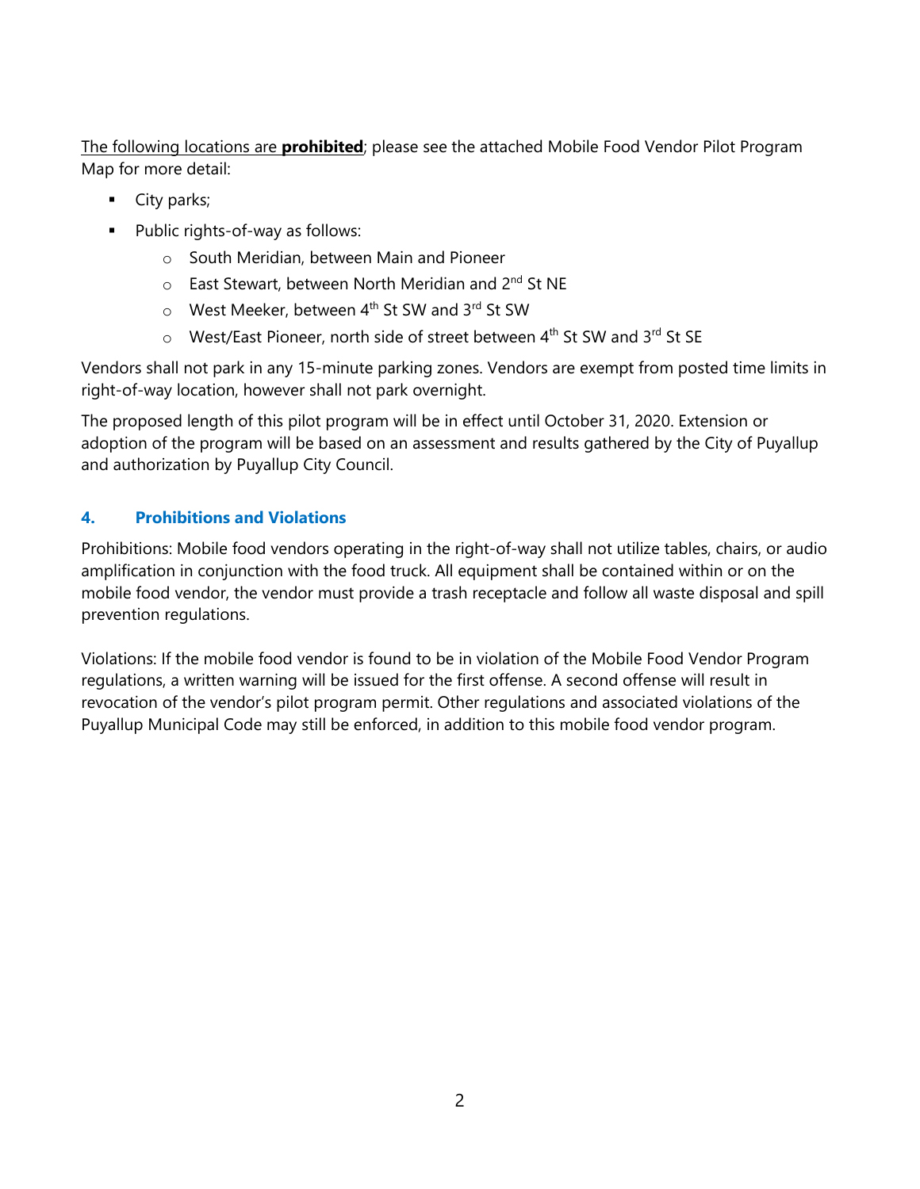The following locations are **prohibited**; please see the attached Mobile Food Vendor Pilot Program Map for more detail:

- City parks;
- Public rights-of-way as follows:
  - South Meridian, between Main and Pioneer
  - East Stewart, between North Meridian and 2nd St NE
  - West Meeker, between 4th St SW and 3rd St SW
  - West/East Pioneer, north side of street between 4th St SW and 3rd St SE

Vendors shall not park in any 15-minute parking zones. Vendors are exempt from posted time limits in right-of-way location, however shall not park overnight.

The proposed length of this pilot program will be in effect until October 31, 2020. Extension or adoption of the program will be based on an assessment and results gathered by the City of Puyallup and authorization by Puyallup City Council.

### 4. Prohibitions and Violations

Prohibitions: Mobile food vendors operating in the right-of-way shall not utilize tables, chairs, or audio amplification in conjunction with the food truck. All equipment shall be contained within or on the mobile food vendor, the vendor must provide a trash receptacle and follow all waste disposal and spill prevention regulations.

Violations: If the mobile food vendor is found to be in violation of the Mobile Food Vendor Program regulations, a written warning will be issued for the first offense. A second offense will result in revocation of the vendor's pilot program permit. Other regulations and associated violations of the Puyallup Municipal Code may still be enforced, in addition to this mobile food vendor program.